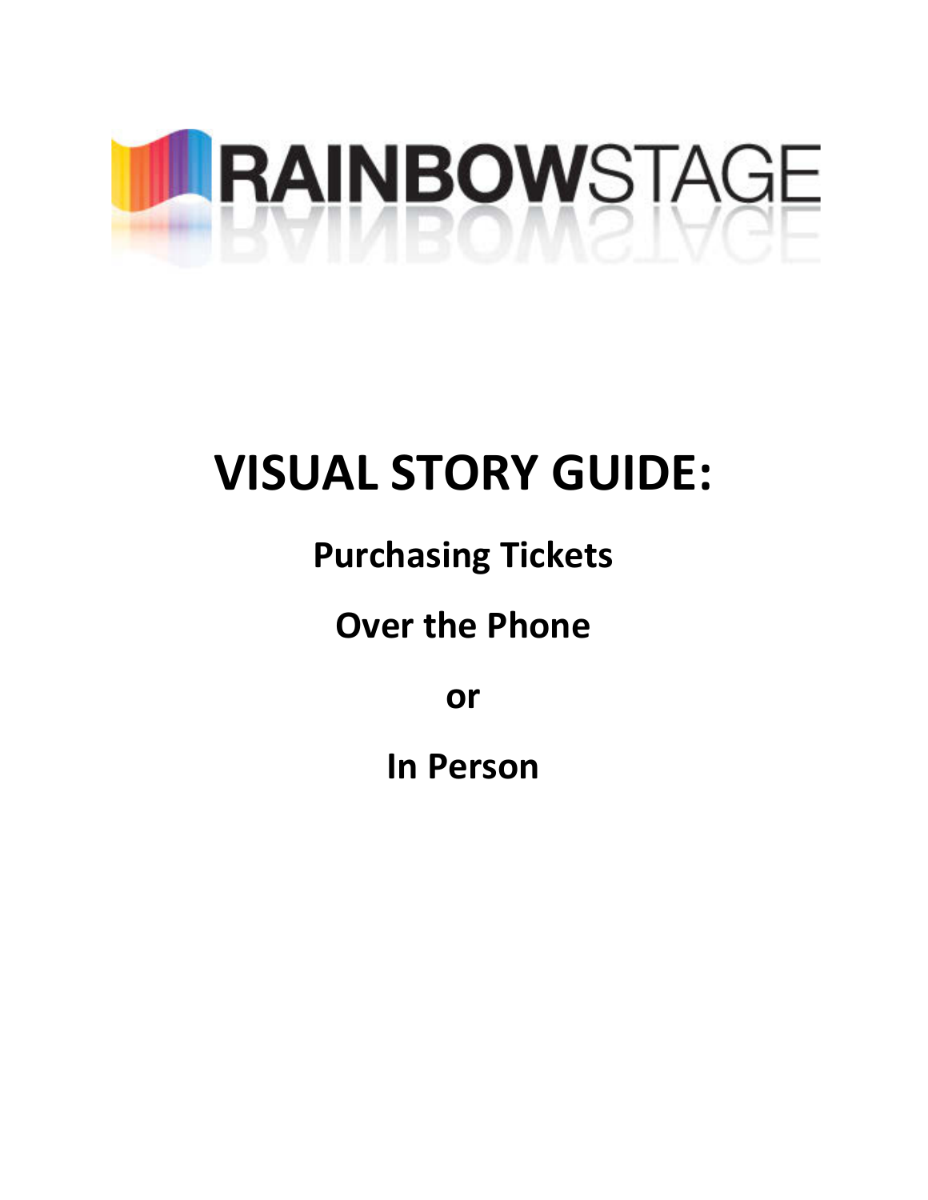RAINBOWSTAGE

# VISUAL STORY GUIDE:

## Purchasing Tickets

## Over the Phone

## or

## In Person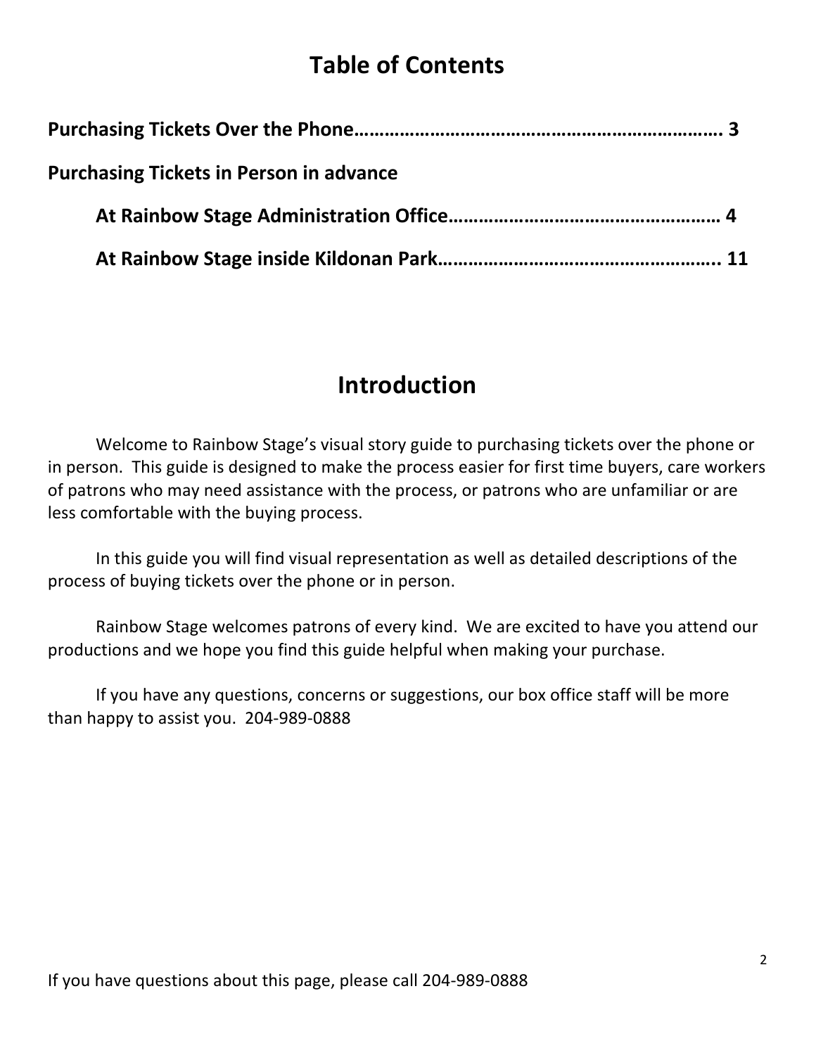# Table of Contents

**Purchasing Tickets Over the Phone………………………………………………………………. 3**

**Purchasing Tickets in Person in advance**

- **At Rainbow Stage Administration Office…………………………………………… 4**
- **At Rainbow Stage inside Kildonan Park……………………………………………... 11**

# Introduction

Welcome to Rainbow Stage's visual story guide to purchasing tickets over the phone or in person. This guide is designed to make the process easier for first time buyers, care workers of patrons who may need assistance with the process, or patrons who are unfamiliar or are less comfortable with the buying process.

In this guide you will find visual representation as well as detailed descriptions of the process of buying tickets over the phone or in person.

Rainbow Stage welcomes patrons of every kind. We are excited to have you attend our productions and we hope you find this guide helpful when making your purchase.

If you have any questions, concerns or suggestions, our box office staff will be more than happy to assist you. 204-989-0888

If you have questions about this page, please call 204-989-0888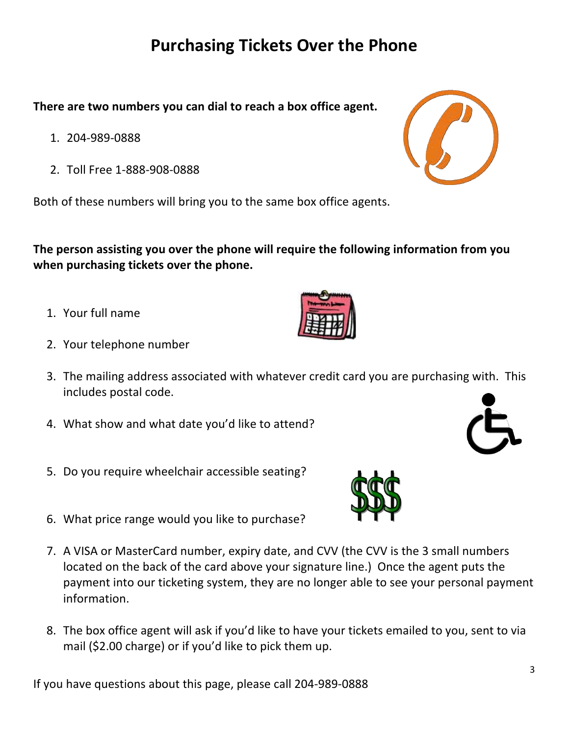# Purchasing Tickets Over the Phone

**There are two numbers you can dial to reach a box office agent.**

1. 204-989-0888
2. Toll Free 1-888-908-0888

Both of these numbers will bring you to the same box office agents.

**The person assisting you over the phone will require the following information from you when purchasing tickets over the phone.**

1. Your full name
2. Your telephone number
3. The mailing address associated with whatever credit card you are purchasing with. This includes postal code.
4. What show and what date you'd like to attend?
5. Do you require wheelchair accessible seating?
6. What price range would you like to purchase?
7. A VISA or MasterCard number, expiry date, and CVV (the CVV is the 3 small numbers located on the back of the card above your signature line.) Once the agent puts the payment into our ticketing system, they are no longer able to see your personal payment information.
8. The box office agent will ask if you'd like to have your tickets emailed to you, sent to via mail ($2.00 charge) or if you'd like to pick them up.

If you have questions about this page, please call 204-989-0888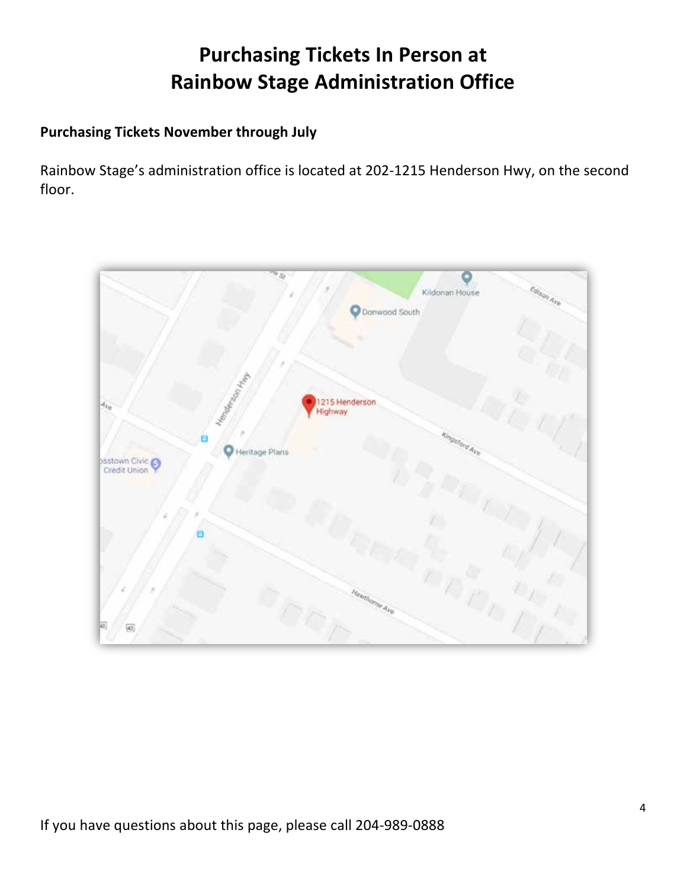# Purchasing Tickets In Person at Rainbow Stage Administration Office

**Purchasing Tickets November through July**

Rainbow Stage's administration office is located at 202-1215 Henderson Hwy, on the second floor.

If you have questions about this page, please call 204-989-0888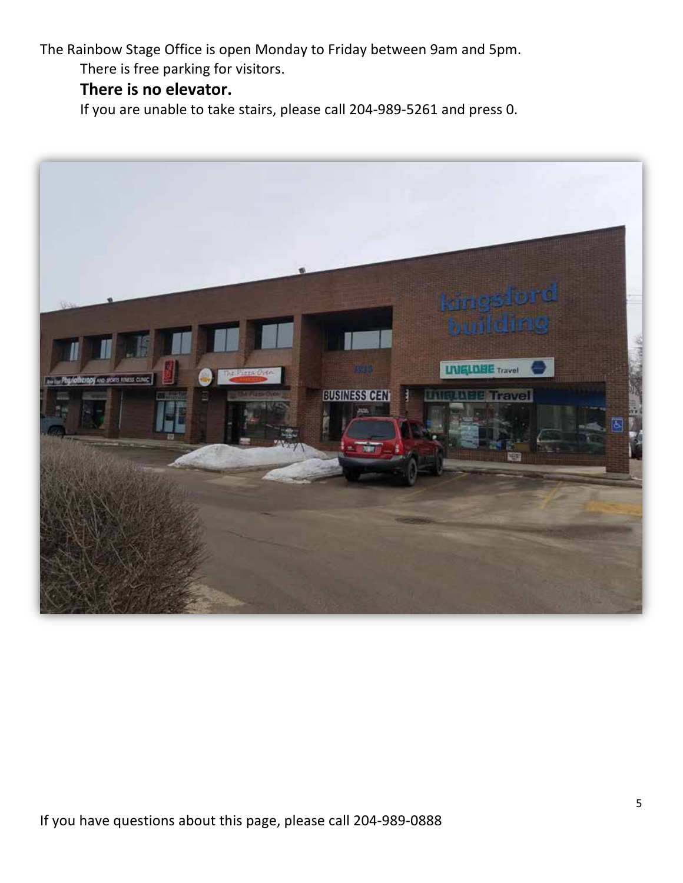The Rainbow Stage Office is open Monday to Friday between 9am and 5pm.

There is free parking for visitors.

**There is no elevator.**

If you are unable to take stairs, please call 204-989-5261 and press 0.

If you have questions about this page, please call 204-989-0888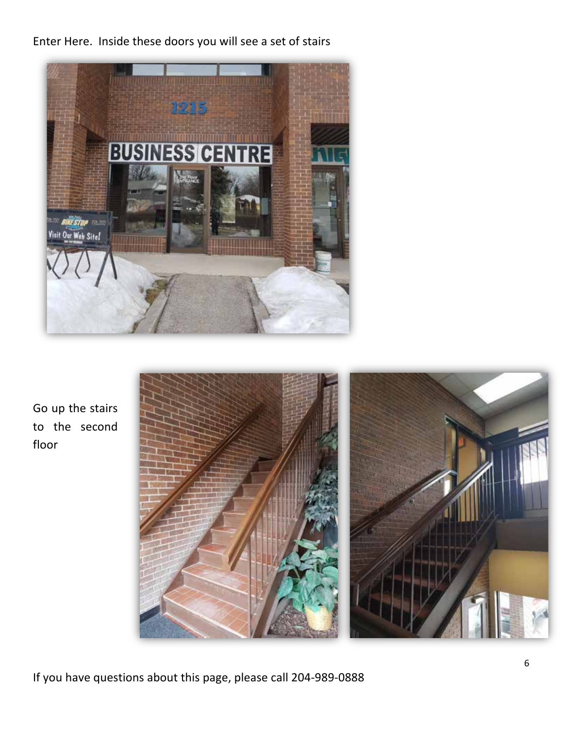Enter Here. Inside these doors you will see a set of stairs

Go up the stairs to the second floor

If you have questions about this page, please call 204-989-0888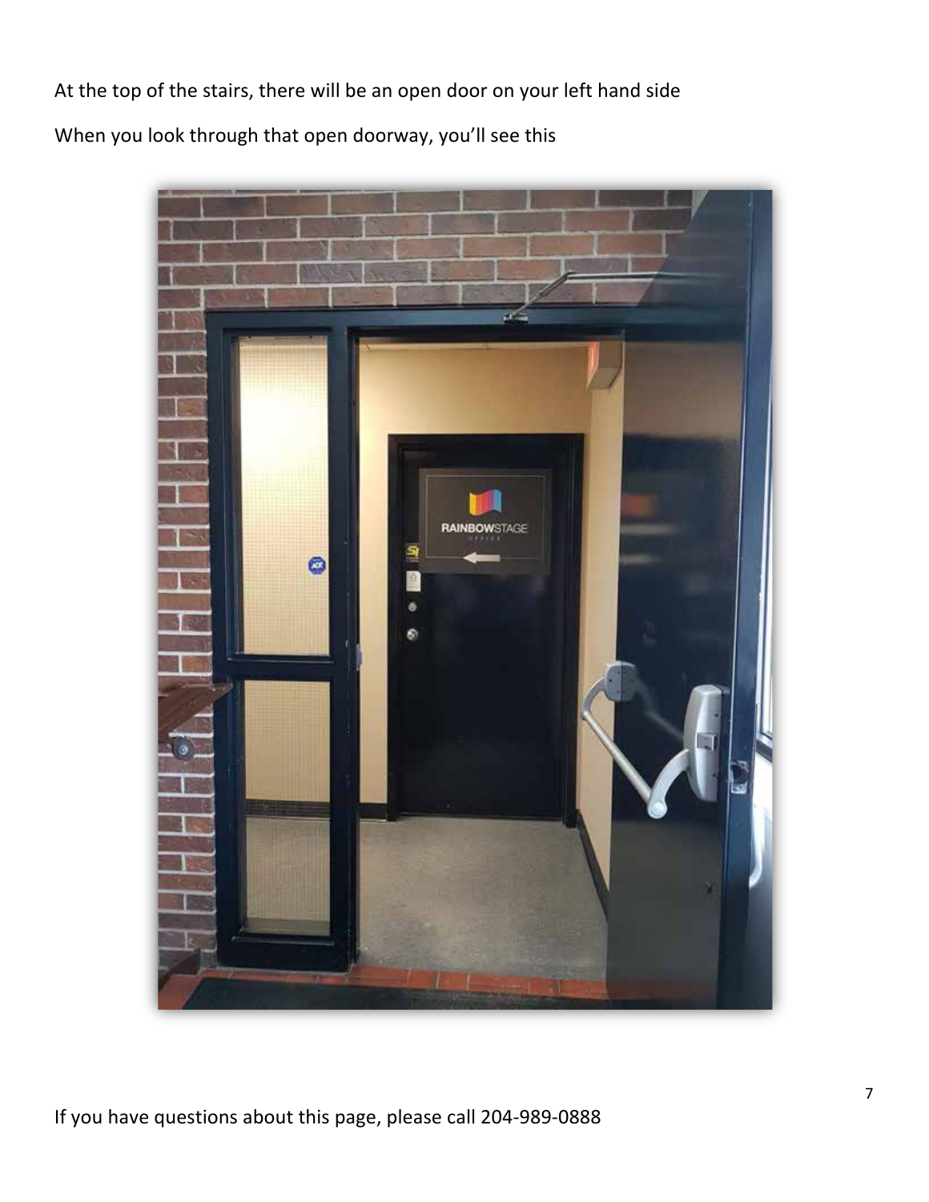At the top of the stairs, there will be an open door on your left hand side

When you look through that open doorway, you'll see this

If you have questions about this page, please call 204-989-0888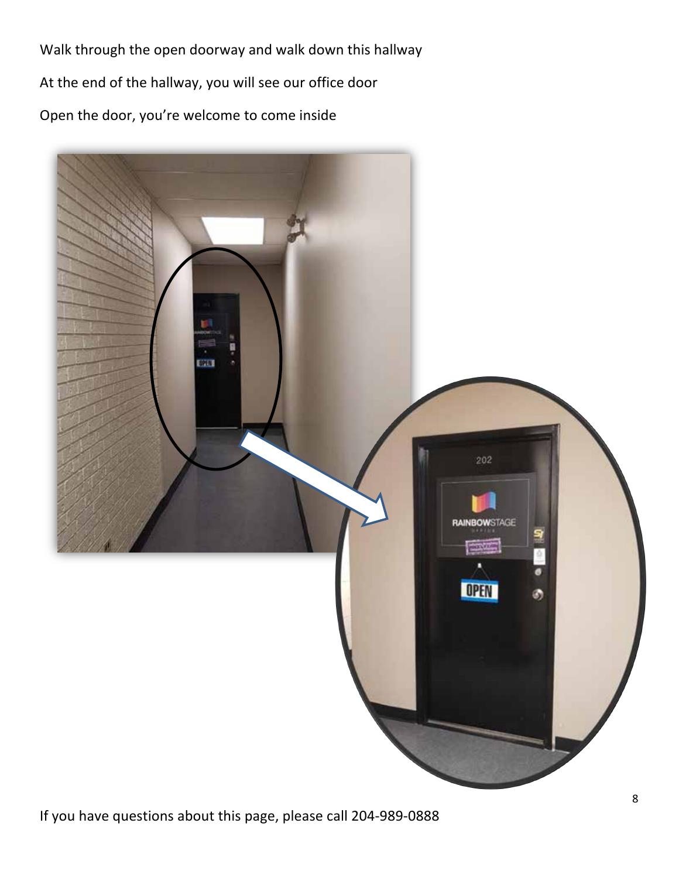Walk through the open doorway and walk down this hallway

At the end of the hallway, you will see our office door

Open the door, you're welcome to come inside

If you have questions about this page, please call 204-989-0888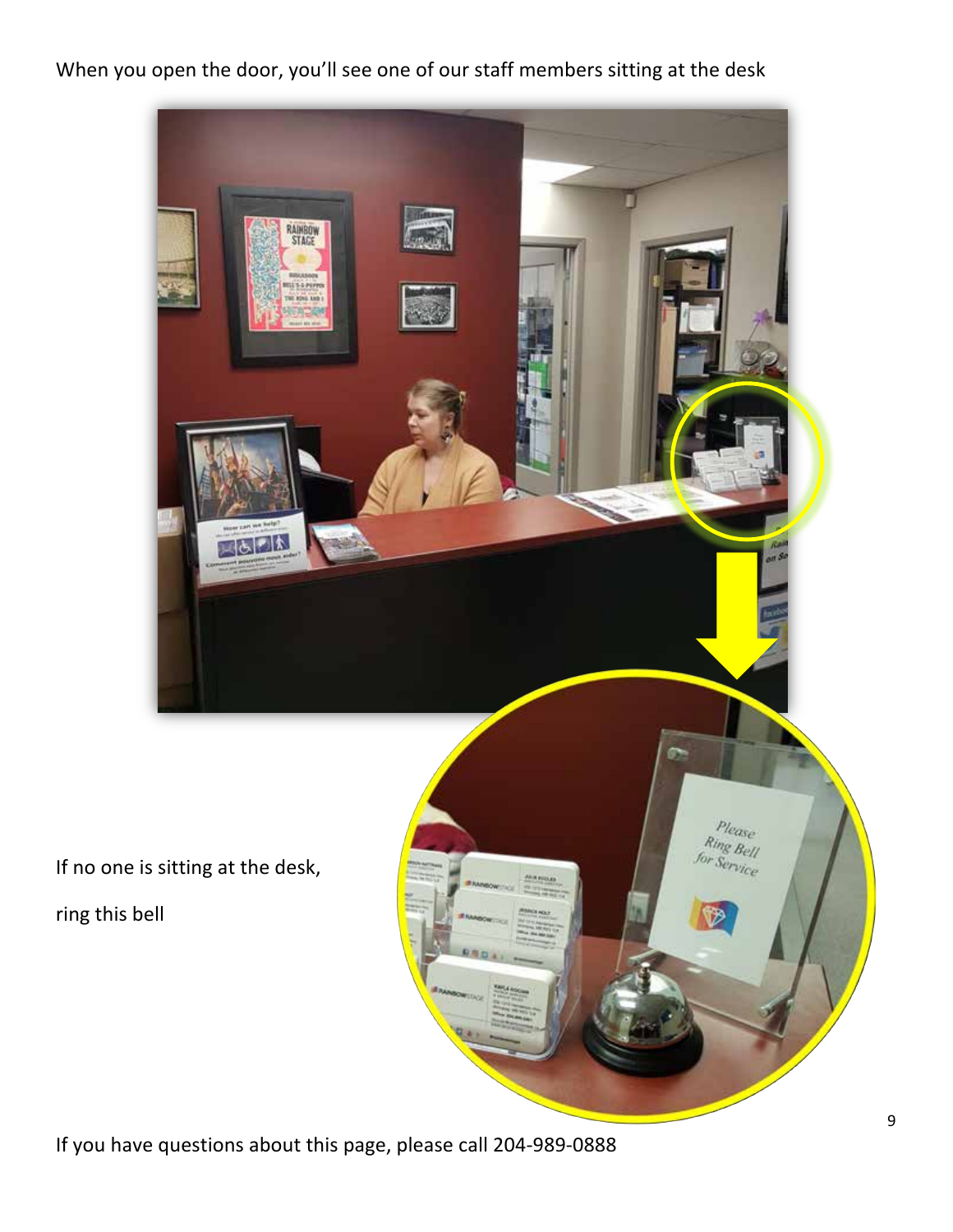When you open the door, you'll see one of our staff members sitting at the desk

If no one is sitting at the desk,

ring this bell

If you have questions about this page, please call 204-989-0888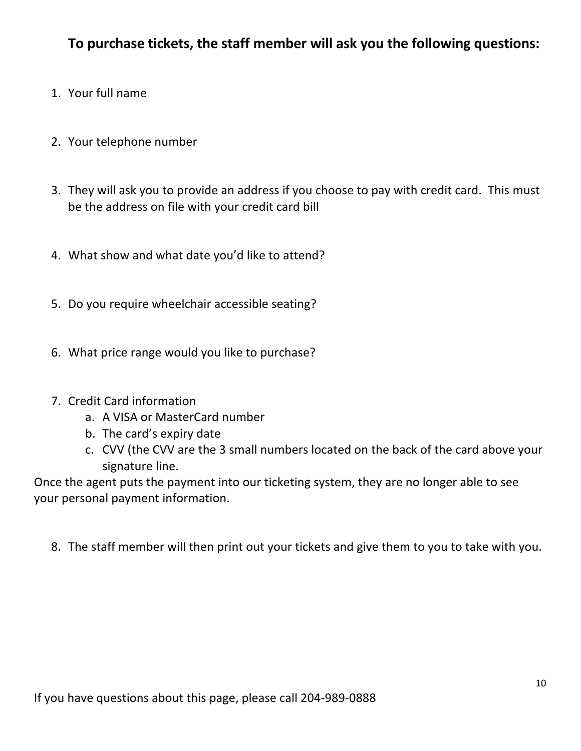**To purchase tickets, the staff member will ask you the following questions:**

1. Your full name

2. Your telephone number

3. They will ask you to provide an address if you choose to pay with credit card. This must be the address on file with your credit card bill

4. What show and what date you'd like to attend?

5. Do you require wheelchair accessible seating?

6. What price range would you like to purchase?

7. Credit Card information
   a. A VISA or MasterCard number
   b. The card's expiry date
   c. CVV (the CVV are the 3 small numbers located on the back of the card above your signature line.

Once the agent puts the payment into our ticketing system, they are no longer able to see your personal payment information.

8. The staff member will then print out your tickets and give them to you to take with you.

If you have questions about this page, please call 204-989-0888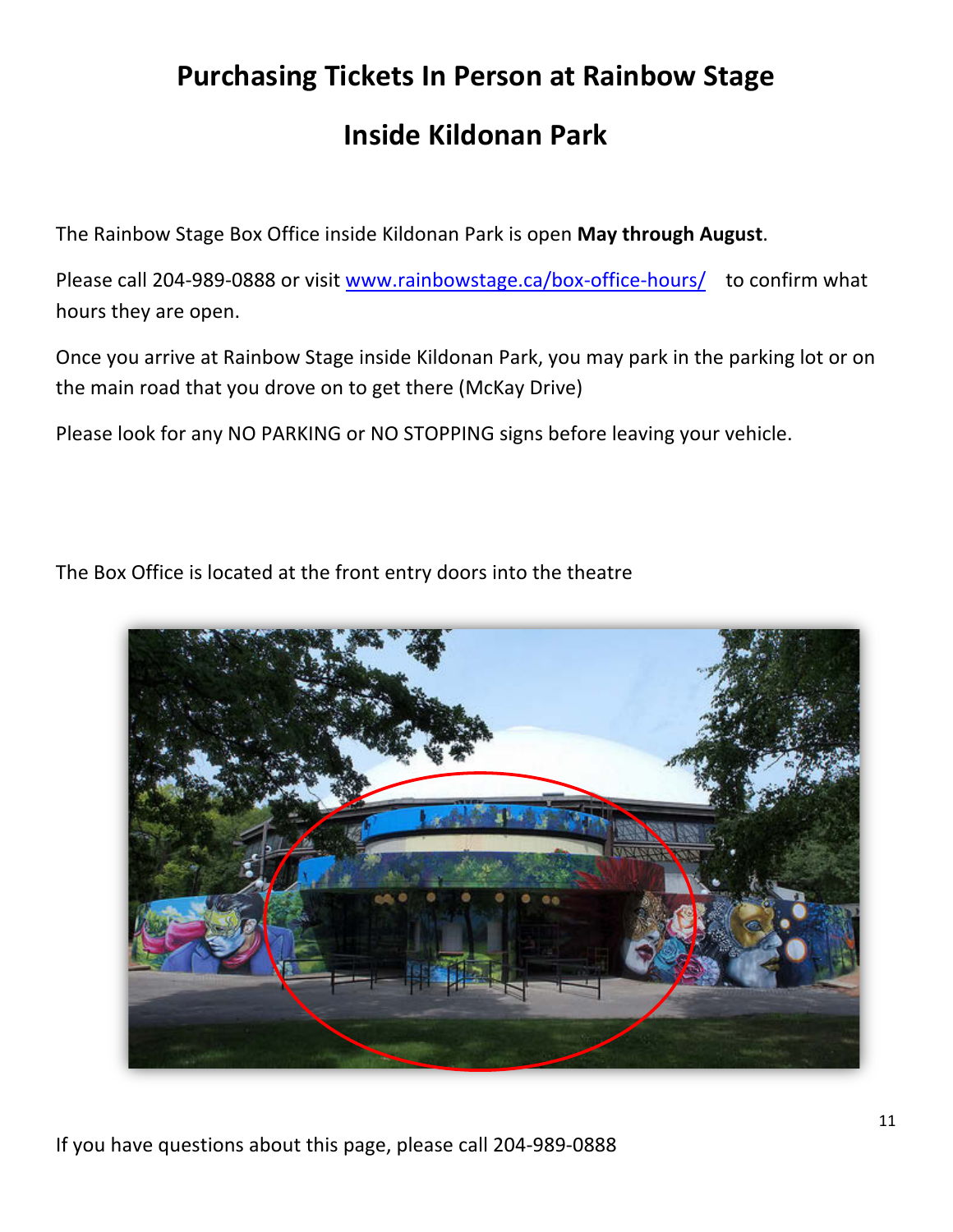# Purchasing Tickets In Person at Rainbow Stage

# Inside Kildonan Park

The Rainbow Stage Box Office inside Kildonan Park is open **May through August**.

Please call 204-989-0888 or visit [www.rainbowstage.ca/box-office-hours/](www.rainbowstage.ca/box-office-hours/) to confirm what hours they are open.

Once you arrive at Rainbow Stage inside Kildonan Park, you may park in the parking lot or on the main road that you drove on to get there (McKay Drive)

Please look for any NO PARKING or NO STOPPING signs before leaving your vehicle.

The Box Office is located at the front entry doors into the theatre

If you have questions about this page, please call 204-989-0888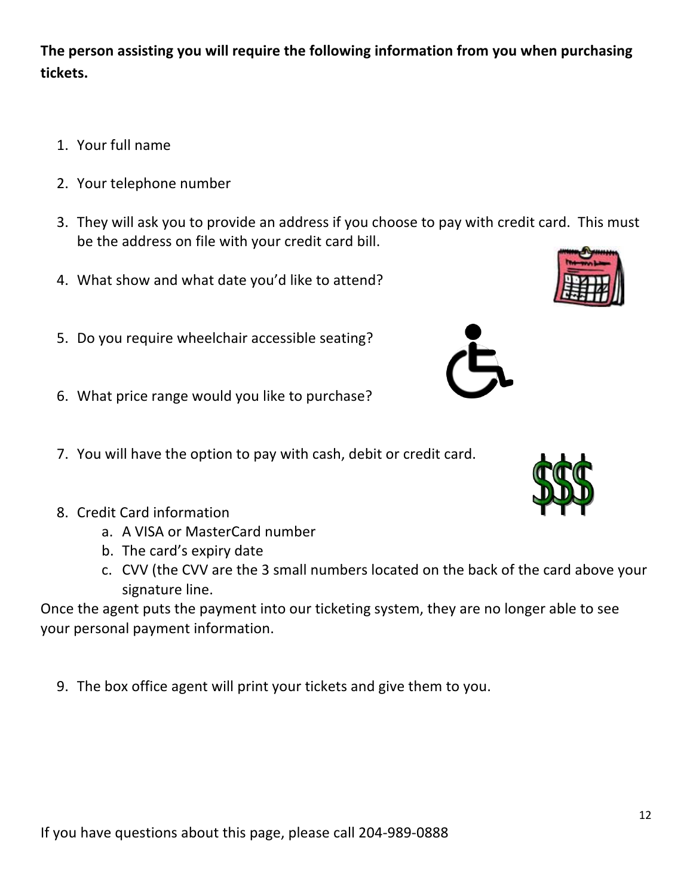**The person assisting you will require the following information from you when purchasing tickets.**

1. Your full name
2. Your telephone number
3. They will ask you to provide an address if you choose to pay with credit card. This must be the address on file with your credit card bill.
4. What show and what date you'd like to attend?
5. Do you require wheelchair accessible seating?
6. What price range would you like to purchase?
7. You will have the option to pay with cash, debit or credit card.
8. Credit Card information
   a. A VISA or MasterCard number
   b. The card's expiry date
   c. CVV (the CVV are the 3 small numbers located on the back of the card above your signature line.

Once the agent puts the payment into our ticketing system, they are no longer able to see your personal payment information.

9. The box office agent will print your tickets and give them to you.

If you have questions about this page, please call 204-989-0888